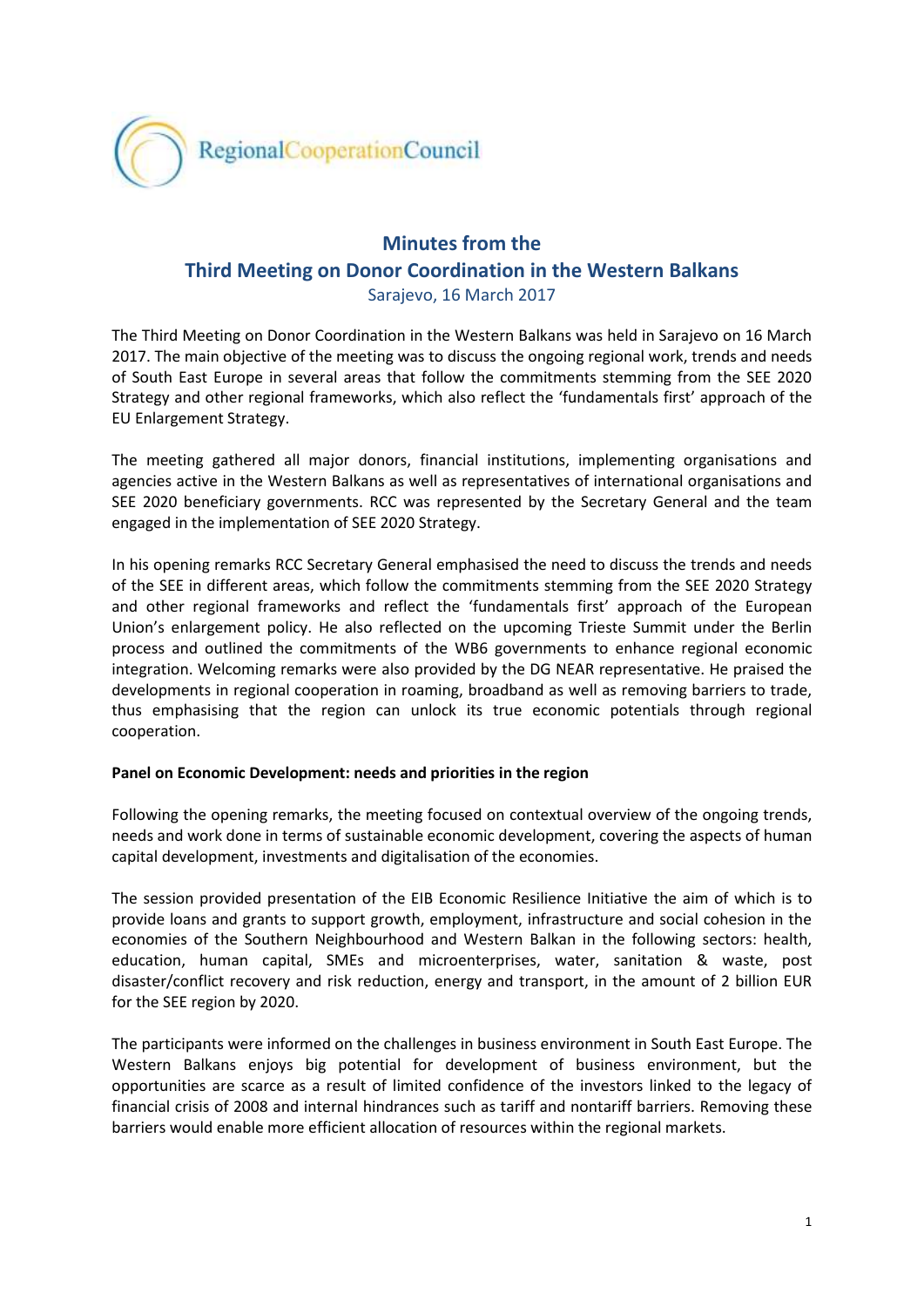RegionalCooperationCouncil

# Minutes from the Third Meeting on Donor Coordination in the Western Balkans

Sarajevo, 16 March 2017

The Third Meeting on Donor Coordination in the Western Balkans was held in Sarajevo on 16 March 2017. The main objective of the meeting was to discuss the ongoing regional work, trends and needs of South East Europe in several areas that follow the commitments stemming from the SEE 2020 Strategy and other regional frameworks, which also reflect the 'fundamentals first' approach of the EU Enlargement Strategy.

The meeting gathered all major donors, financial institutions, implementing organisations and agencies active in the Western Balkans as well as representatives of international organisations and SEE 2020 beneficiary governments. RCC was represented by the Secretary General and the team engaged in the implementation of SEE 2020 Strategy.

In his opening remarks RCC Secretary General emphasised the need to discuss the trends and needs of the SEE in different areas, which follow the commitments stemming from the SEE 2020 Strategy and other regional frameworks and reflect the 'fundamentals first' approach of the European Union's enlargement policy. He also reflected on the upcoming Trieste Summit under the Berlin process and outlined the commitments of the WB6 governments to enhance regional economic integration. Welcoming remarks were also provided by the DG NEAR representative. He praised the developments in regional cooperation in roaming, broadband as well as removing barriers to trade, thus emphasising that the region can unlock its true economic potentials through regional cooperation.

**Panel on Economic Development: needs and priorities in the region**

Following the opening remarks, the meeting focused on contextual overview of the ongoing trends, needs and work done in terms of sustainable economic development, covering the aspects of human capital development, investments and digitalisation of the economies.

The session provided presentation of the EIB Economic Resilience Initiative the aim of which is to provide loans and grants to support growth, employment, infrastructure and social cohesion in the economies of the Southern Neighbourhood and Western Balkan in the following sectors: health, education, human capital, SMEs and microenterprises, water, sanitation & waste, post disaster/conflict recovery and risk reduction, energy and transport, in the amount of 2 billion EUR for the SEE region by 2020.

The participants were informed on the challenges in business environment in South East Europe. The Western Balkans enjoys big potential for development of business environment, but the opportunities are scarce as a result of limited confidence of the investors linked to the legacy of financial crisis of 2008 and internal hindrances such as tariff and nontariff barriers. Removing these barriers would enable more efficient allocation of resources within the regional markets.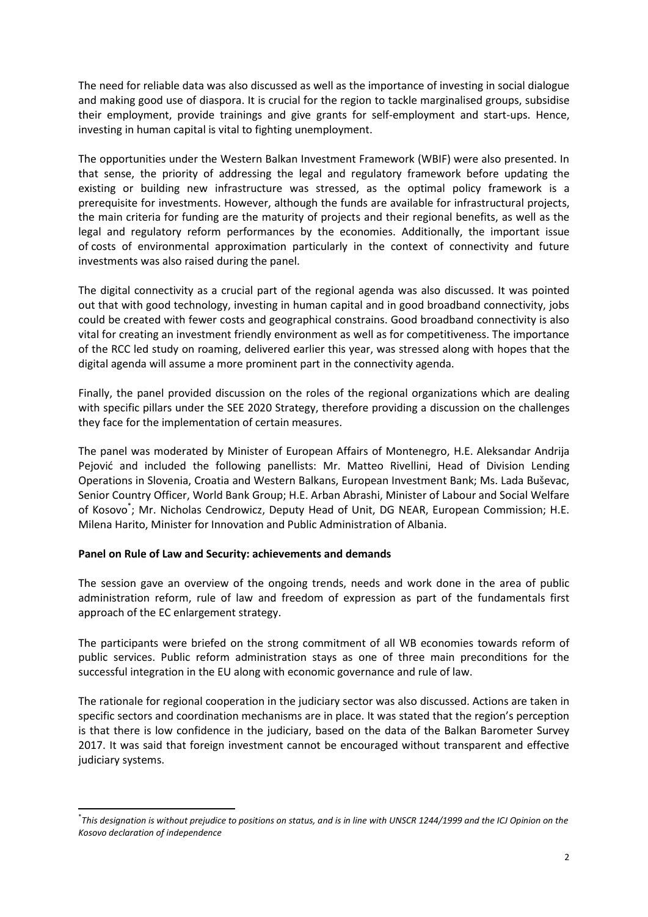The need for reliable data was also discussed as well as the importance of investing in social dialogue and making good use of diaspora. It is crucial for the region to tackle marginalised groups, subsidise their employment, provide trainings and give grants for self-employment and start-ups. Hence, investing in human capital is vital to fighting unemployment.

The opportunities under the Western Balkan Investment Framework (WBIF) were also presented. In that sense, the priority of addressing the legal and regulatory framework before updating the existing or building new infrastructure was stressed, as the optimal policy framework is a prerequisite for investments. However, although the funds are available for infrastructural projects, the main criteria for funding are the maturity of projects and their regional benefits, as well as the legal and regulatory reform performances by the economies. Additionally, the important issue of costs of environmental approximation particularly in the context of connectivity and future investments was also raised during the panel.

The digital connectivity as a crucial part of the regional agenda was also discussed. It was pointed out that with good technology, investing in human capital and in good broadband connectivity, jobs could be created with fewer costs and geographical constrains. Good broadband connectivity is also vital for creating an investment friendly environment as well as for competitiveness. The importance of the RCC led study on roaming, delivered earlier this year, was stressed along with hopes that the digital agenda will assume a more prominent part in the connectivity agenda.

Finally, the panel provided discussion on the roles of the regional organizations which are dealing with specific pillars under the SEE 2020 Strategy, therefore providing a discussion on the challenges they face for the implementation of certain measures.

The panel was moderated by Minister of European Affairs of Montenegro, H.E. Aleksandar Andrija Pejović and included the following panellists: Mr. Matteo Rivellini, Head of Division Lending Operations in Slovenia, Croatia and Western Balkans, European Investment Bank; Ms. Lada Buševac, Senior Country Officer, World Bank Group; H.E. Arban Abrashi, Minister of Labour and Social Welfare of Kosovo*; Mr. Nicholas Cendrowicz, Deputy Head of Unit, DG NEAR, European Commission; H.E. Milena Harito, Minister for Innovation and Public Administration of Albania.

**Panel on Rule of Law and Security: achievements and demands**

The session gave an overview of the ongoing trends, needs and work done in the area of public administration reform, rule of law and freedom of expression as part of the fundamentals first approach of the EC enlargement strategy.

The participants were briefed on the strong commitment of all WB economies towards reform of public services. Public reform administration stays as one of three main preconditions for the successful integration in the EU along with economic governance and rule of law.

The rationale for regional cooperation in the judiciary sector was also discussed. Actions are taken in specific sectors and coordination mechanisms are in place. It was stated that the region's perception is that there is low confidence in the judiciary, based on the data of the Balkan Barometer Survey 2017. It was said that foreign investment cannot be encouraged without transparent and effective judiciary systems.

---

*This designation is without prejudice to positions on status, and is in line with UNSCR 1244/1999 and the ICJ Opinion on the Kosovo declaration of independence*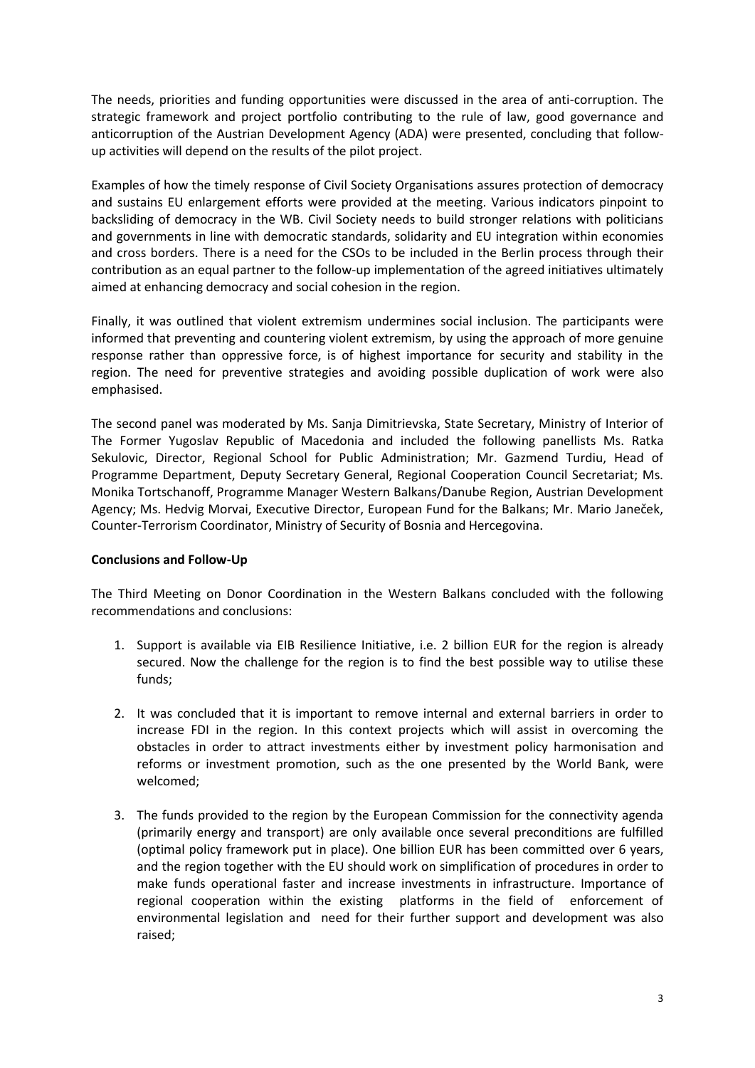The needs, priorities and funding opportunities were discussed in the area of anti-corruption. The strategic framework and project portfolio contributing to the rule of law, good governance and anticorruption of the Austrian Development Agency (ADA) were presented, concluding that follow-up activities will depend on the results of the pilot project.

Examples of how the timely response of Civil Society Organisations assures protection of democracy and sustains EU enlargement efforts were provided at the meeting. Various indicators pinpoint to backsliding of democracy in the WB. Civil Society needs to build stronger relations with politicians and governments in line with democratic standards, solidarity and EU integration within economies and cross borders. There is a need for the CSOs to be included in the Berlin process through their contribution as an equal partner to the follow-up implementation of the agreed initiatives ultimately aimed at enhancing democracy and social cohesion in the region.

Finally, it was outlined that violent extremism undermines social inclusion. The participants were informed that preventing and countering violent extremism, by using the approach of more genuine response rather than oppressive force, is of highest importance for security and stability in the region. The need for preventive strategies and avoiding possible duplication of work were also emphasised.

The second panel was moderated by Ms. Sanja Dimitrievska, State Secretary, Ministry of Interior of The Former Yugoslav Republic of Macedonia and included the following panellists Ms. Ratka Sekulovic, Director, Regional School for Public Administration; Mr. Gazmend Turdiu, Head of Programme Department, Deputy Secretary General, Regional Cooperation Council Secretariat; Ms. Monika Tortschanoff, Programme Manager Western Balkans/Danube Region, Austrian Development Agency; Ms. Hedvig Morvai, Executive Director, European Fund for the Balkans; Mr. Mario Janeček, Counter-Terrorism Coordinator, Ministry of Security of Bosnia and Hercegovina.

**Conclusions and Follow-Up**

The Third Meeting on Donor Coordination in the Western Balkans concluded with the following recommendations and conclusions:

1. Support is available via EIB Resilience Initiative, i.e. 2 billion EUR for the region is already secured. Now the challenge for the region is to find the best possible way to utilise these funds;

2. It was concluded that it is important to remove internal and external barriers in order to increase FDI in the region. In this context projects which will assist in overcoming the obstacles in order to attract investments either by investment policy harmonisation and reforms or investment promotion, such as the one presented by the World Bank, were welcomed;

3. The funds provided to the region by the European Commission for the connectivity agenda (primarily energy and transport) are only available once several preconditions are fulfilled (optimal policy framework put in place). One billion EUR has been committed over 6 years, and the region together with the EU should work on simplification of procedures in order to make funds operational faster and increase investments in infrastructure. Importance of regional cooperation within the existing platforms in the field of enforcement of environmental legislation and need for their further support and development was also raised;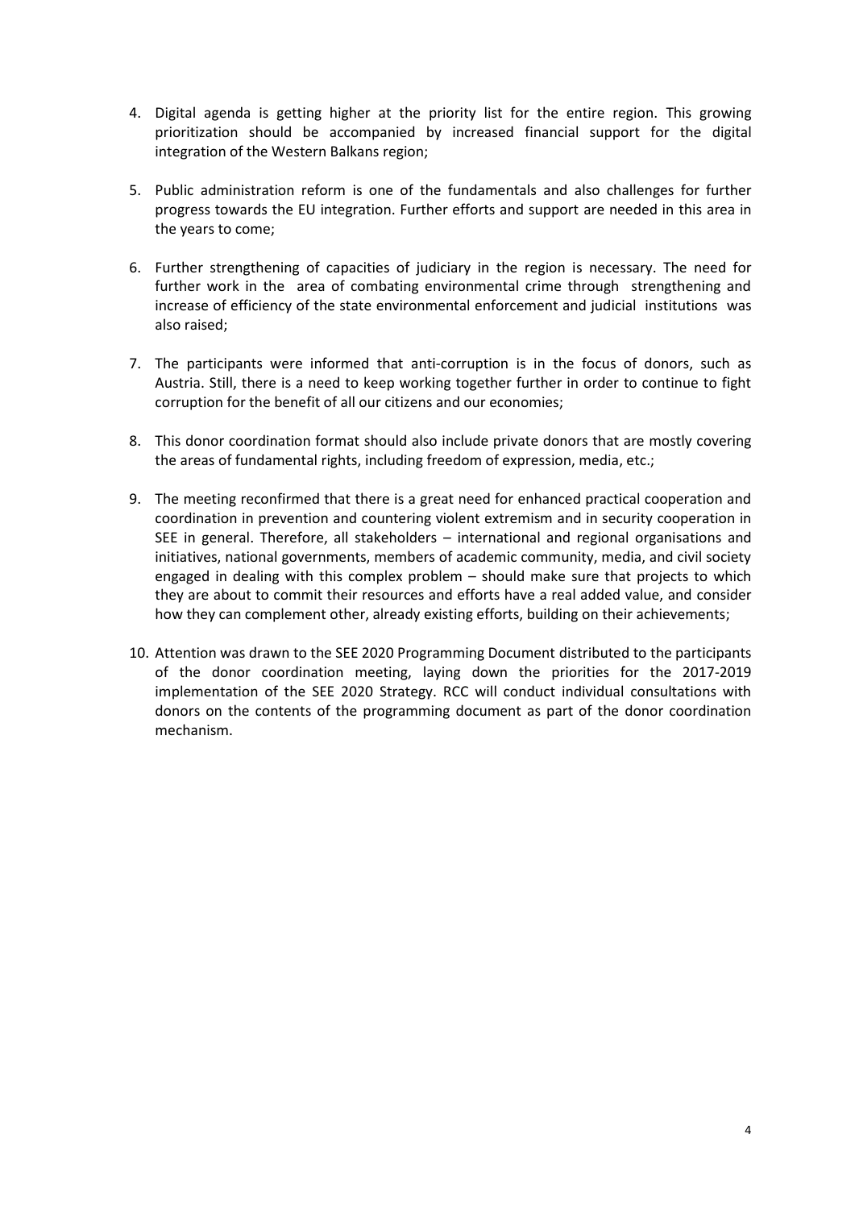4. Digital agenda is getting higher at the priority list for the entire region. This growing prioritization should be accompanied by increased financial support for the digital integration of the Western Balkans region;

5. Public administration reform is one of the fundamentals and also challenges for further progress towards the EU integration. Further efforts and support are needed in this area in the years to come;

6. Further strengthening of capacities of judiciary in the region is necessary. The need for further work in the area of combating environmental crime through strengthening and increase of efficiency of the state environmental enforcement and judicial institutions was also raised;

7. The participants were informed that anti-corruption is in the focus of donors, such as Austria. Still, there is a need to keep working together further in order to continue to fight corruption for the benefit of all our citizens and our economies;

8. This donor coordination format should also include private donors that are mostly covering the areas of fundamental rights, including freedom of expression, media, etc.;

9. The meeting reconfirmed that there is a great need for enhanced practical cooperation and coordination in prevention and countering violent extremism and in security cooperation in SEE in general. Therefore, all stakeholders – international and regional organisations and initiatives, national governments, members of academic community, media, and civil society engaged in dealing with this complex problem – should make sure that projects to which they are about to commit their resources and efforts have a real added value, and consider how they can complement other, already existing efforts, building on their achievements;

10. Attention was drawn to the SEE 2020 Programming Document distributed to the participants of the donor coordination meeting, laying down the priorities for the 2017-2019 implementation of the SEE 2020 Strategy. RCC will conduct individual consultations with donors on the contents of the programming document as part of the donor coordination mechanism.